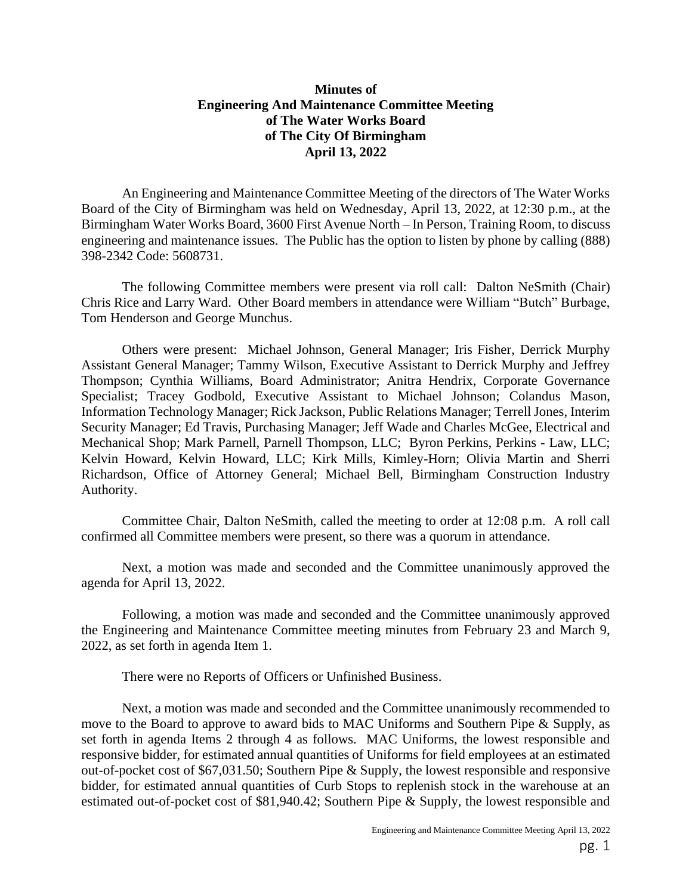**Minutes of**
**Engineering And Maintenance Committee Meeting**
**of The Water Works Board**
**of The City Of Birmingham**
**April 13, 2022**

An Engineering and Maintenance Committee Meeting of the directors of The Water Works Board of the City of Birmingham was held on Wednesday, April 13, 2022, at 12:30 p.m., at the Birmingham Water Works Board, 3600 First Avenue North – In Person, Training Room, to discuss engineering and maintenance issues. The Public has the option to listen by phone by calling (888) 398-2342 Code: 5608731.

The following Committee members were present via roll call: Dalton NeSmith (Chair) Chris Rice and Larry Ward. Other Board members in attendance were William "Butch" Burbage, Tom Henderson and George Munchus.

Others were present: Michael Johnson, General Manager; Iris Fisher, Derrick Murphy Assistant General Manager; Tammy Wilson, Executive Assistant to Derrick Murphy and Jeffrey Thompson; Cynthia Williams, Board Administrator; Anitra Hendrix, Corporate Governance Specialist; Tracey Godbold, Executive Assistant to Michael Johnson; Colandus Mason, Information Technology Manager; Rick Jackson, Public Relations Manager; Terrell Jones, Interim Security Manager; Ed Travis, Purchasing Manager; Jeff Wade and Charles McGee, Electrical and Mechanical Shop; Mark Parnell, Parnell Thompson, LLC; Byron Perkins, Perkins - Law, LLC; Kelvin Howard, Kelvin Howard, LLC; Kirk Mills, Kimley-Horn; Olivia Martin and Sherri Richardson, Office of Attorney General; Michael Bell, Birmingham Construction Industry Authority.

Committee Chair, Dalton NeSmith, called the meeting to order at 12:08 p.m. A roll call confirmed all Committee members were present, so there was a quorum in attendance.

Next, a motion was made and seconded and the Committee unanimously approved the agenda for April 13, 2022.

Following, a motion was made and seconded and the Committee unanimously approved the Engineering and Maintenance Committee meeting minutes from February 23 and March 9, 2022, as set forth in agenda Item 1.

There were no Reports of Officers or Unfinished Business.

Next, a motion was made and seconded and the Committee unanimously recommended to move to the Board to approve to award bids to MAC Uniforms and Southern Pipe & Supply, as set forth in agenda Items 2 through 4 as follows. MAC Uniforms, the lowest responsible and responsive bidder, for estimated annual quantities of Uniforms for field employees at an estimated out-of-pocket cost of $67,031.50; Southern Pipe & Supply, the lowest responsible and responsive bidder, for estimated annual quantities of Curb Stops to replenish stock in the warehouse at an estimated out-of-pocket cost of $81,940.42; Southern Pipe & Supply, the lowest responsible and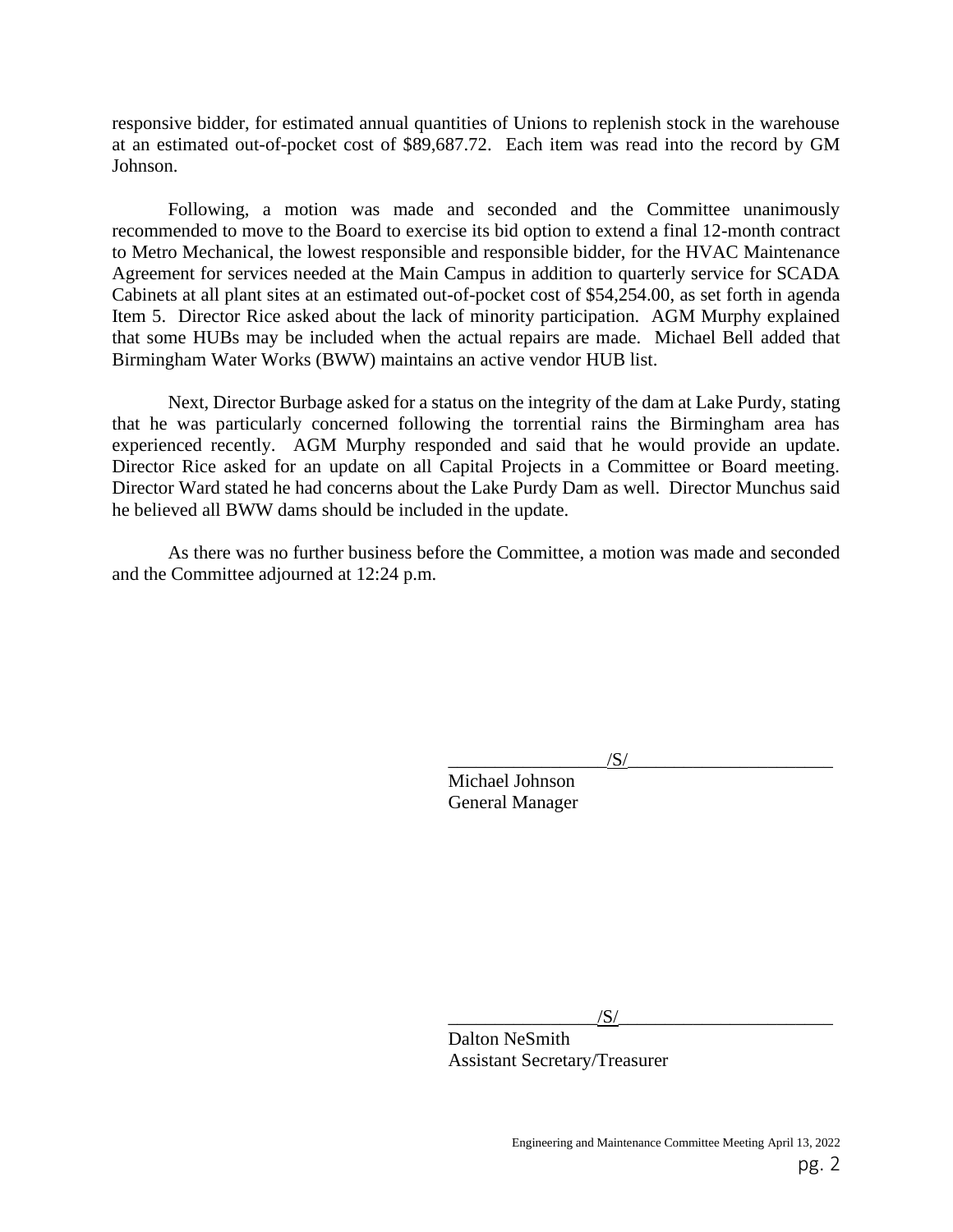responsive bidder, for estimated annual quantities of Unions to replenish stock in the warehouse at an estimated out-of-pocket cost of $89,687.72. Each item was read into the record by GM Johnson.

Following, a motion was made and seconded and the Committee unanimously recommended to move to the Board to exercise its bid option to extend a final 12-month contract to Metro Mechanical, the lowest responsible and responsible bidder, for the HVAC Maintenance Agreement for services needed at the Main Campus in addition to quarterly service for SCADA Cabinets at all plant sites at an estimated out-of-pocket cost of $54,254.00, as set forth in agenda Item 5. Director Rice asked about the lack of minority participation. AGM Murphy explained that some HUBs may be included when the actual repairs are made. Michael Bell added that Birmingham Water Works (BWW) maintains an active vendor HUB list.

Next, Director Burbage asked for a status on the integrity of the dam at Lake Purdy, stating that he was particularly concerned following the torrential rains the Birmingham area has experienced recently. AGM Murphy responded and said that he would provide an update. Director Rice asked for an update on all Capital Projects in a Committee or Board meeting. Director Ward stated he had concerns about the Lake Purdy Dam as well. Director Munchus said he believed all BWW dams should be included in the update.

As there was no further business before the Committee, a motion was made and seconded and the Committee adjourned at 12:24 p.m.

_________________/S/______________________
Michael Johnson
General Manager

________________/S/_______________________
Dalton NeSmith
Assistant Secretary/Treasurer

Engineering and Maintenance Committee Meeting April 13, 2022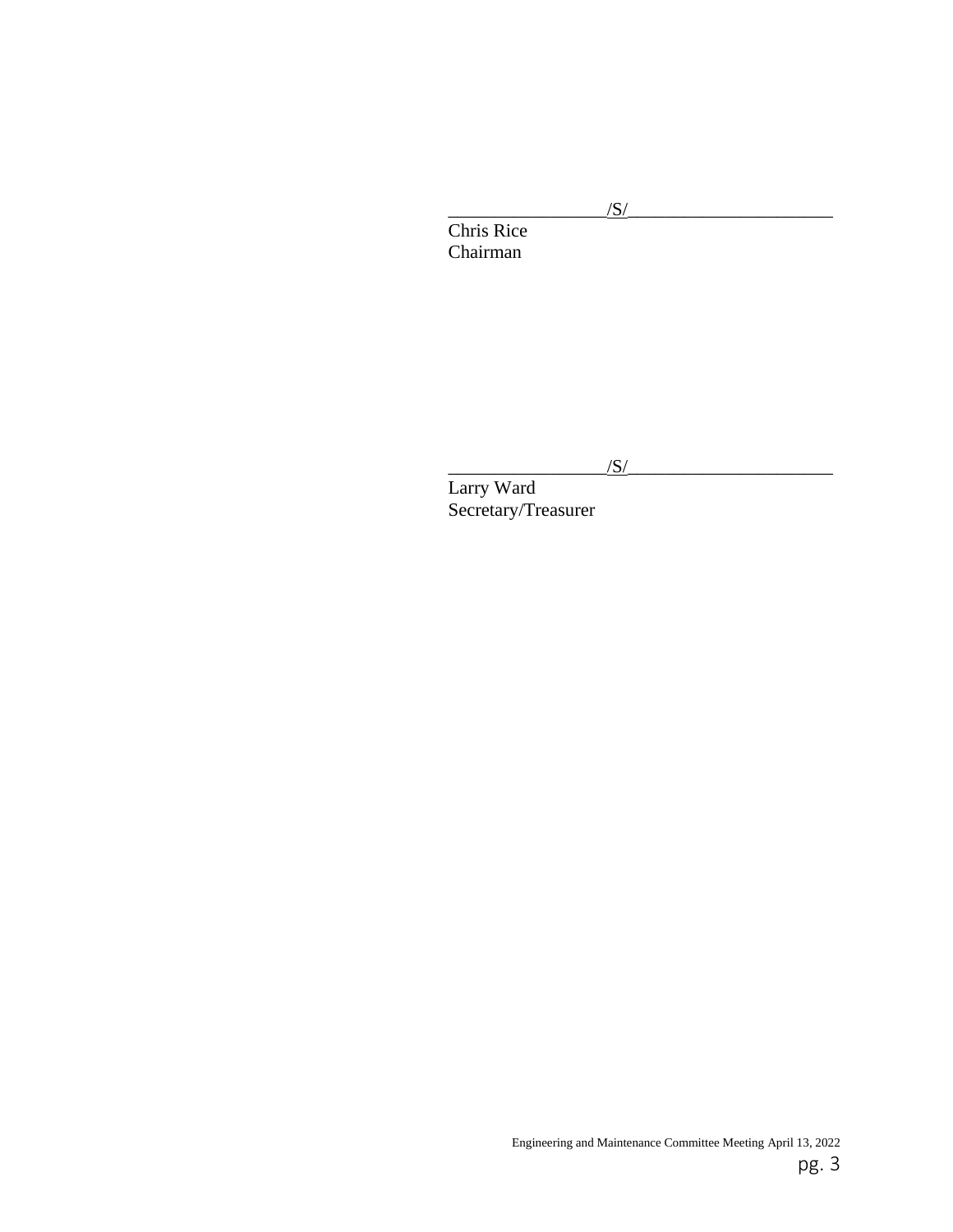_________________/S/_______________________
Chris Rice
Chairman

_________________/S/_______________________
Larry Ward
Secretary/Treasurer